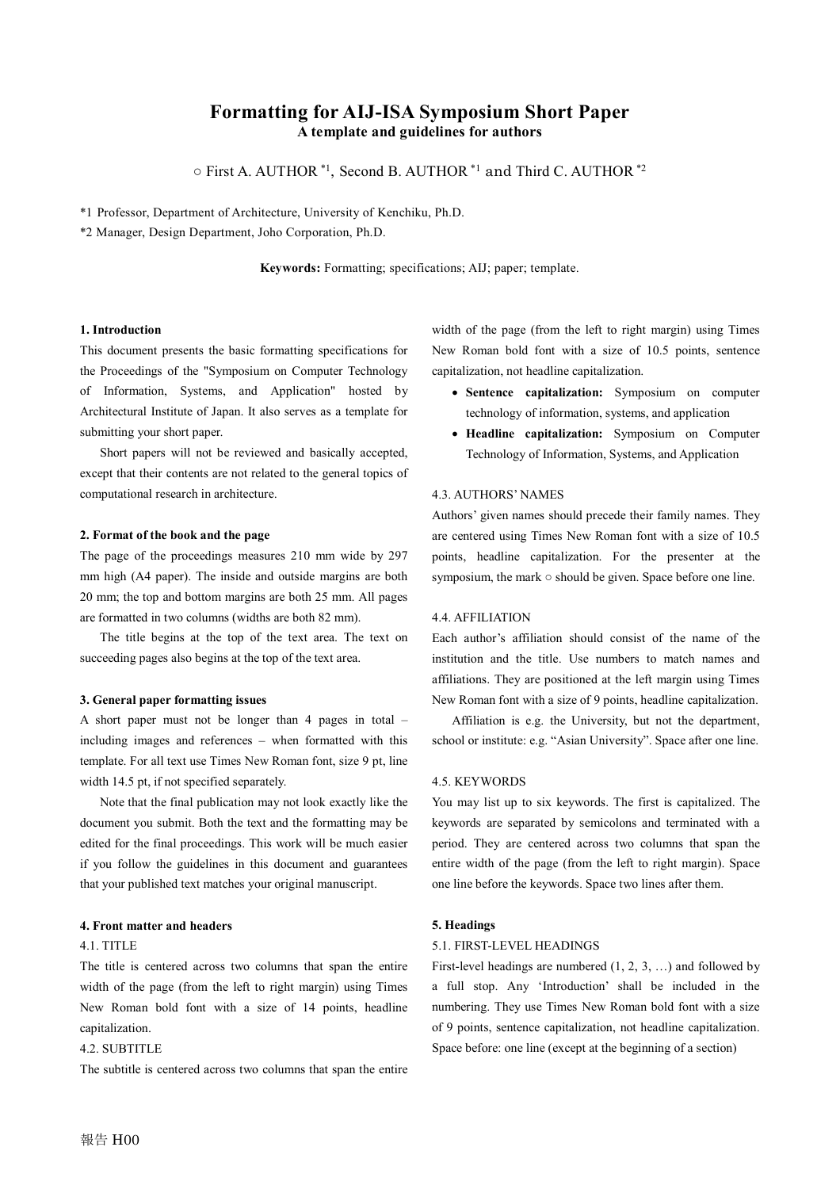# Formatting for AIJ-ISA Symposium Short Paper

**A template and guidelines for authors**

○ First A. AUTHOR [*1], Second B. AUTHOR [*1] and Third C. AUTHOR [*2]

*1 Professor, Department of Architecture, University of Kenchiku, Ph.D.

*2 Manager, Design Department, Joho Corporation, Ph.D.

**Keywords:** Formatting; specifications; AIJ; paper; template.

## 1. Introduction

This document presents the basic formatting specifications for the Proceedings of the "Symposium on Computer Technology of Information, Systems, and Application" hosted by Architectural Institute of Japan. It also serves as a template for submitting your short paper.

Short papers will not be reviewed and basically accepted, except that their contents are not related to the general topics of computational research in architecture.

## 2. Format of the book and the page

The page of the proceedings measures 210 mm wide by 297 mm high (A4 paper). The inside and outside margins are both 20 mm; the top and bottom margins are both 25 mm. All pages are formatted in two columns (widths are both 82 mm).

The title begins at the top of the text area. The text on succeeding pages also begins at the top of the text area.

## 3. General paper formatting issues

A short paper must not be longer than 4 pages in total – including images and references – when formatted with this template. For all text use Times New Roman font, size 9 pt, line width 14.5 pt, if not specified separately.

Note that the final publication may not look exactly like the document you submit. Both the text and the formatting may be edited for the final proceedings. This work will be much easier if you follow the guidelines in this document and guarantees that your published text matches your original manuscript.

## 4. Front matter and headers

### 4.1. TITLE

The title is centered across two columns that span the entire width of the page (from the left to right margin) using Times New Roman bold font with a size of 14 points, headline capitalization.

### 4.2. SUBTITLE

The subtitle is centered across two columns that span the entire width of the page (from the left to right margin) using Times New Roman bold font with a size of 10.5 points, sentence capitalization, not headline capitalization.

- **Sentence capitalization:** Symposium on computer technology of information, systems, and application
- **Headline capitalization:** Symposium on Computer Technology of Information, Systems, and Application

### 4.3. AUTHORS' NAMES

Authors' given names should precede their family names. They are centered using Times New Roman font with a size of 10.5 points, headline capitalization. For the presenter at the symposium, the mark ○ should be given. Space before one line.

### 4.4. AFFILIATION

Each author's affiliation should consist of the name of the institution and the title. Use numbers to match names and affiliations. They are positioned at the left margin using Times New Roman font with a size of 9 points, headline capitalization.

Affiliation is e.g. the University, but not the department, school or institute: e.g. "Asian University". Space after one line.

### 4.5. KEYWORDS

You may list up to six keywords. The first is capitalized. The keywords are separated by semicolons and terminated with a period. They are centered across two columns that span the entire width of the page (from the left to right margin). Space one line before the keywords. Space two lines after them.

## 5. Headings

### 5.1. FIRST-LEVEL HEADINGS

First-level headings are numbered (1, 2, 3, …) and followed by a full stop. Any 'Introduction' shall be included in the numbering. They use Times New Roman bold font with a size of 9 points, sentence capitalization, not headline capitalization. Space before: one line (except at the beginning of a section)

報告 H00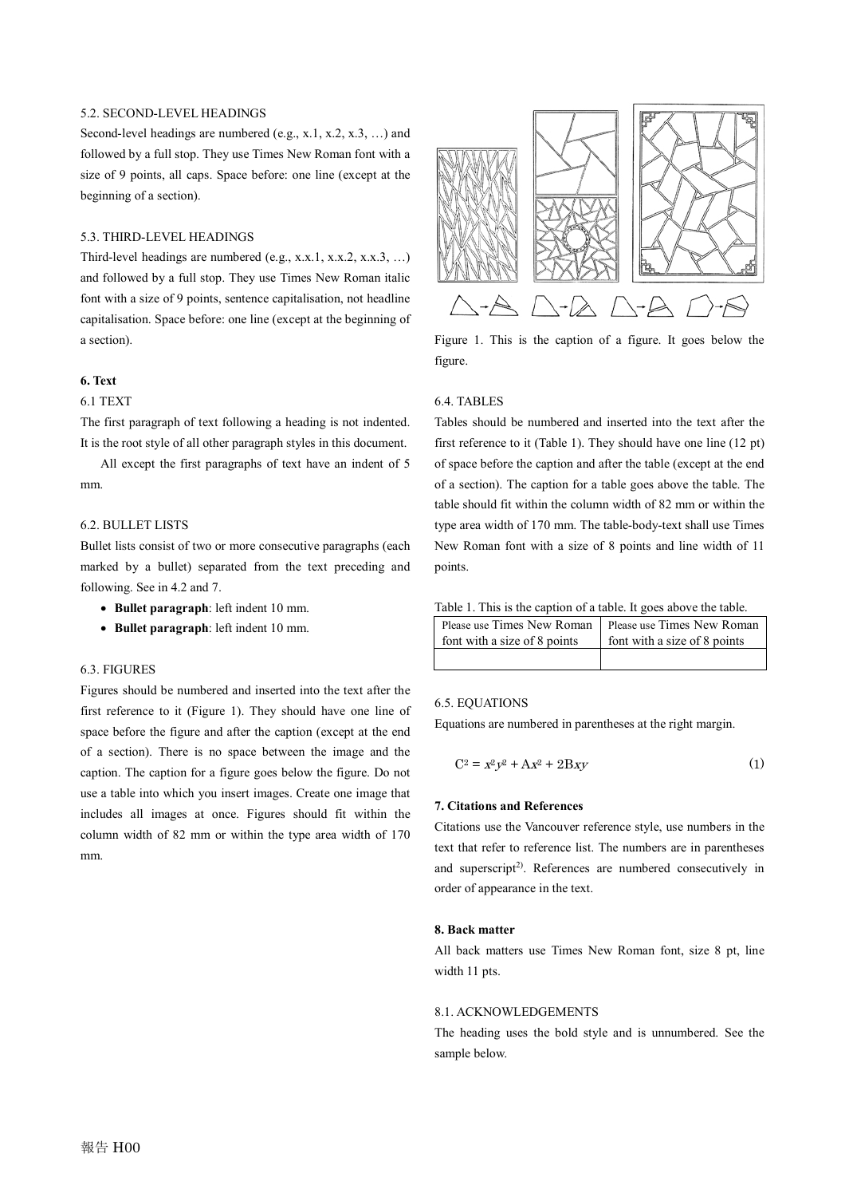### 5.2. SECOND-LEVEL HEADINGS

Second-level headings are numbered (e.g., x.1, x.2, x.3, …) and followed by a full stop. They use Times New Roman font with a size of 9 points, all caps. Space before: one line (except at the beginning of a section).

### 5.3. THIRD-LEVEL HEADINGS

Third-level headings are numbered (e.g., x.x.1, x.x.2, x.x.3, …) and followed by a full stop. They use Times New Roman italic font with a size of 9 points, sentence capitalisation, not headline capitalisation. Space before: one line (except at the beginning of a section).

## 6. Text

### 6.1 TEXT

The first paragraph of text following a heading is not indented. It is the root style of all other paragraph styles in this document.

All except the first paragraphs of text have an indent of 5 mm.

### 6.2. BULLET LISTS

Bullet lists consist of two or more consecutive paragraphs (each marked by a bullet) separated from the text preceding and following. See in 4.2 and 7.

- **Bullet paragraph**: left indent 10 mm.
- **Bullet paragraph**: left indent 10 mm.

### 6.3. FIGURES

Figures should be numbered and inserted into the text after the first reference to it (Figure 1). They should have one line of space before the figure and after the caption (except at the end of a section). There is no space between the image and the caption. The caption for a figure goes below the figure. Do not use a table into which you insert images. Create one image that includes all images at once. Figures should fit within the column width of 82 mm or within the type area width of 170 mm.

Figure 1. This is the caption of a figure. It goes below the figure.

### 6.4. TABLES

Tables should be numbered and inserted into the text after the first reference to it (Table 1). They should have one line (12 pt) of space before the caption and after the table (except at the end of a section). The caption for a table goes above the table. The table should fit within the column width of 82 mm or within the type area width of 170 mm. The table-body-text shall use Times New Roman font with a size of 8 points and line width of 11 points.

Table 1. This is the caption of a table. It goes above the table.

| Please use Times New Roman font with a size of 8 points | Please use Times New Roman font with a size of 8 points |
|---|---|
| | |

### 6.5. EQUATIONS

Equations are numbered in parentheses at the right margin.

$$C^2 = x^2y^2 + Ax^2 + 2Bxy \tag{1}$$

## 7. Citations and References

Citations use the Vancouver reference style, use numbers in the text that refer to reference list. The numbers are in parentheses and superscript[2)]. References are numbered consecutively in order of appearance in the text.

## 8. Back matter

All back matters use Times New Roman font, size 8 pt, line width 11 pts.

### 8.1. ACKNOWLEDGEMENTS

The heading uses the bold style and is unnumbered. See the sample below.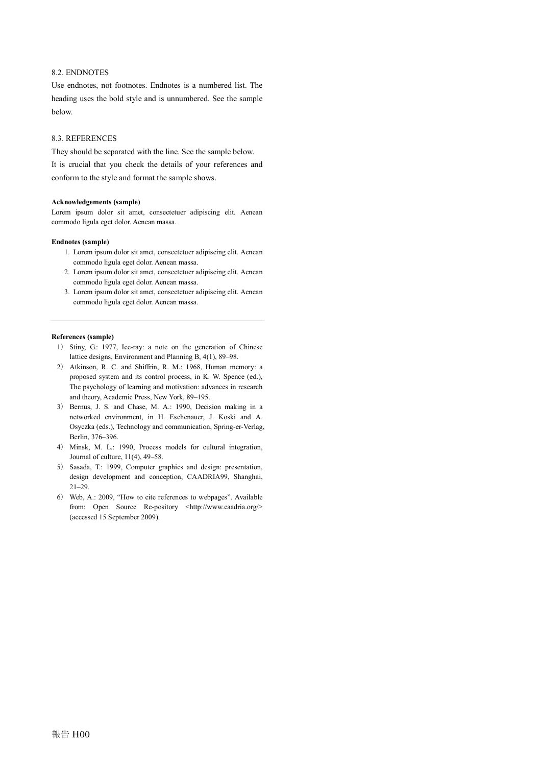### 8.2. ENDNOTES

Use endnotes, not footnotes. Endnotes is a numbered list. The heading uses the bold style and is unnumbered. See the sample below.

### 8.3. REFERENCES

They should be separated with the line. See the sample below.
It is crucial that you check the details of your references and conform to the style and format the sample shows.

**Acknowledgements (sample)**

Lorem ipsum dolor sit amet, consectetuer adipiscing elit. Aenean commodo ligula eget dolor. Aenean massa.

**Endnotes (sample)**

1. Lorem ipsum dolor sit amet, consectetuer adipiscing elit. Aenean commodo ligula eget dolor. Aenean massa.
2. Lorem ipsum dolor sit amet, consectetuer adipiscing elit. Aenean commodo ligula eget dolor. Aenean massa.
3. Lorem ipsum dolor sit amet, consectetuer adipiscing elit. Aenean commodo ligula eget dolor. Aenean massa.

---

**References (sample)**

1）Stiny, G.: 1977, Ice-ray: a note on the generation of Chinese lattice designs, Environment and Planning B, 4(1), 89–98.

2）Atkinson, R. C. and Shiffrin, R. M.: 1968, Human memory: a proposed system and its control process, in K. W. Spence (ed.), The psychology of learning and motivation: advances in research and theory, Academic Press, New York, 89–195.

3）Bernus, J. S. and Chase, M. A.: 1990, Decision making in a networked environment, in H. Eschenauer, J. Koski and A. Osyczka (eds.), Technology and communication, Spring-er-Verlag, Berlin, 376–396.

4）Minsk, M. L.: 1990, Process models for cultural integration, Journal of culture, 11(4), 49–58.

5）Sasada, T.: 1999, Computer graphics and design: presentation, design development and conception, CAADRIA99, Shanghai, 21–29.

6）Web, A.: 2009, "How to cite references to webpages". Available from: Open Source Re-pository <http://www.caadria.org/> (accessed 15 September 2009).